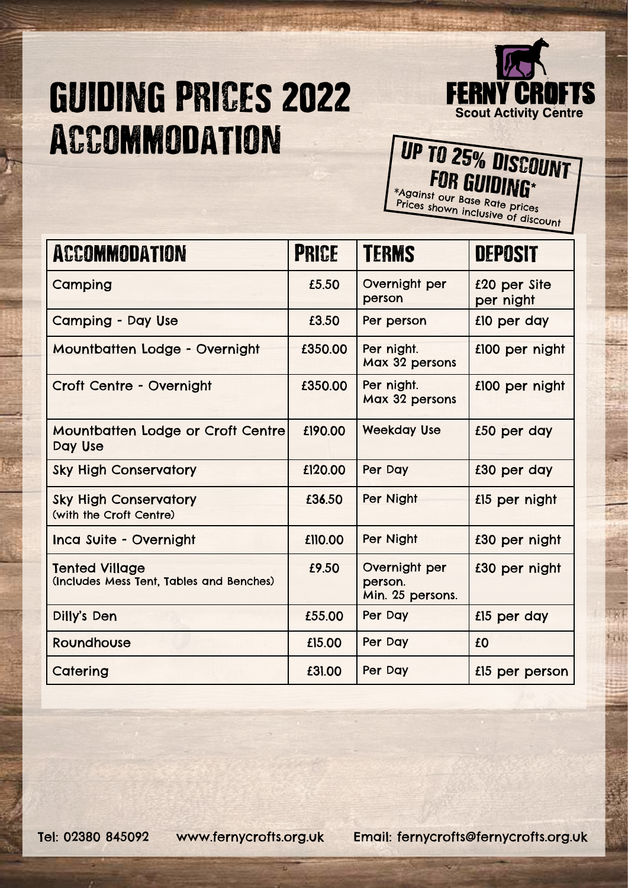# GUIDING PRICES 2022
# ACCOMMODATION

FERNY CROFTS
Scout Activity Centre

**UP TO 25% DISCOUNT FOR GUIDING***
*Against our Base Rate prices
Prices shown inclusive of discount

| ACCOMMODATION | PRICE | TERMS | DEPOSIT |
|---|---|---|---|
| Camping | £5.50 | Overnight per person | £20 per Site per night |
| Camping - Day Use | £3.50 | Per person | £10 per day |
| Mountbatten Lodge - Overnight | £350.00 | Per night. Max 32 persons | £100 per night |
| Croft Centre - Overnight | £350.00 | Per night. Max 32 persons | £100 per night |
| Mountbatten Lodge or Croft Centre Day Use | £190.00 | Weekday Use | £50 per day |
| Sky High Conservatory | £120.00 | Per Day | £30 per day |
| Sky High Conservatory (with the Croft Centre) | £36.50 | Per Night | £15 per night |
| Inca Suite - Overnight | £110.00 | Per Night | £30 per night |
| Tented Village (Includes Mess Tent, Tables and Benches) | £9.50 | Overnight per person. Min. 25 persons. | £30 per night |
| Dilly's Den | £55.00 | Per Day | £15 per day |
| Roundhouse | £15.00 | Per Day | £0 |
| Catering | £31.00 | Per Day | £15 per person |

Tel: 02380 845092 www.fernycrofts.org.uk Email: fernycrofts@fernycrofts.org.uk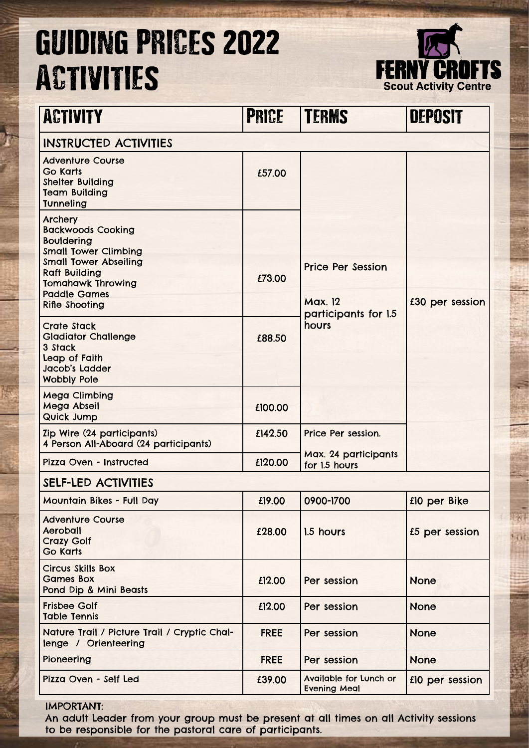# Guiding Prices 2022 Activities

FERNY CROFTS
Scout Activity Centre

| Activity | Price | Terms | Deposit |
|---|---|---|---|
| **INSTRUCTED ACTIVITIES** | | | |
| Adventure Course<br>Go Karts<br>Shelter Building<br>Team Building<br>Tunneling | £57.00 | Price Per Session<br><br>Max. 12 participants for 1.5 hours | £30 per session |
| Archery<br>Backwoods Cooking<br>Bouldering<br>Small Tower Climbing<br>Small Tower Abseiling<br>Raft Building<br>Tomahawk Throwing<br>Paddle Games<br>Rifle Shooting | £73.00 | | |
| Crate Stack<br>Gladiator Challenge<br>3 Stack<br>Leap of Faith<br>Jacob's Ladder<br>Wobbly Pole | £88.50 | | |
| Mega Climbing<br>Mega Abseil<br>Quick Jump | £100.00 | | |
| Zip Wire (24 participants)<br>4 Person All-Aboard (24 participants) | £142.50 | Price Per session.<br><br>Max. 24 participants for 1.5 hours | |
| Pizza Oven - Instructed | £120.00 | | |
| **SELF-LED ACTIVITIES** | | | |
| Mountain Bikes - Full Day | £19.00 | 0900-1700 | £10 per Bike |
| Adventure Course<br>Aeroball<br>Crazy Golf<br>Go Karts | £28.00 | 1.5 hours | £5 per session |
| Circus Skills Box<br>Games Box<br>Pond Dip & Mini Beasts | £12.00 | Per session | None |
| Frisbee Golf<br>Table Tennis | £12.00 | Per session | None |
| Nature Trail / Picture Trail / Cryptic Challenge / Orienteering | FREE | Per session | None |
| Pioneering | FREE | Per session | None |
| Pizza Oven - Self Led | £39.00 | Available for Lunch or Evening Meal | £10 per session |

IMPORTANT:
An adult Leader from your group must be present at all times on all Activity sessions to be responsible for the pastoral care of participants.